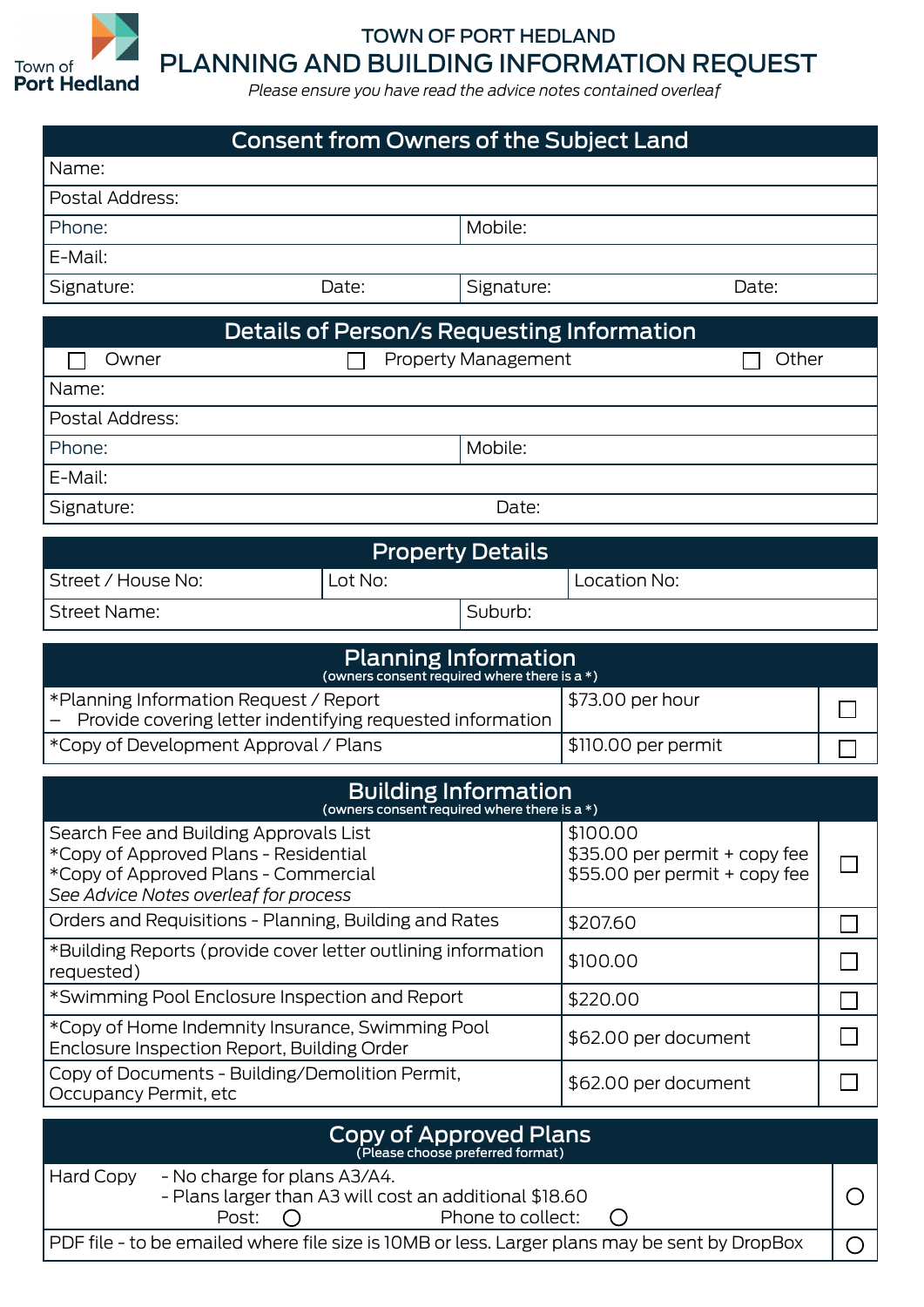Town of Port Hedland

# TOWN OF PORT HEDLAND
# PLANNING AND BUILDING INFORMATION REQUEST

*Please ensure you have read the advice notes contained overleaf*

## Consent from Owners of the Subject Land

| | |
|---|---|
| Name: | |
| Postal Address: | |
| Phone: | Mobile: |
| E-Mail: | |
| Signature: Date: | Signature: Date: |

## Details of Person/s Requesting Information

☐ Owner ☐ Property Management ☐ Other

| | |
|---|---|
| Name: | |
| Postal Address: | |
| Phone: | Mobile: |
| E-Mail: | |
| Signature: | Date: |

## Property Details

| | | |
|---|---|---|
| Street / House No: | Lot No: | Location No: |
| Street Name: | Suburb: | |

## Planning Information
(owners consent required where there is a *)

| Item | Fee | |
|---|---|---|
| *Planning Information Request / Report<br>– Provide covering letter indentifying requested information | $73.00 per hour | ☐ |
| *Copy of Development Approval / Plans | $110.00 per permit | ☐ |

## Building Information
(owners consent required where there is a *)

| Item | Fee | |
|---|---|---|
| Search Fee and Building Approvals List<br>*Copy of Approved Plans - Residential<br>*Copy of Approved Plans - Commercial<br>*See Advice Notes overleaf for process* | $100.00<br>$35.00 per permit + copy fee<br>$55.00 per permit + copy fee | ☐ |
| Orders and Requisitions - Planning, Building and Rates | $207.60 | ☐ |
| *Building Reports (provide cover letter outlining information requested) | $100.00 | ☐ |
| *Swimming Pool Enclosure Inspection and Report | $220.00 | ☐ |
| *Copy of Home Indemnity Insurance, Swimming Pool Enclosure Inspection Report, Building Order | $62.00 per document | ☐ |
| Copy of Documents - Building/Demolition Permit, Occupancy Permit, etc | $62.00 per document | ☐ |

## Copy of Approved Plans
(Please choose preferred format)

| | |
|---|---|
| Hard Copy - No charge for plans A3/A4.<br>- Plans larger than A3 will cost an additional $18.60<br>Post: ○ Phone to collect: ○ | ○ |
| PDF file - to be emailed where file size is 10MB or less. Larger plans may be sent by DropBox | ○ |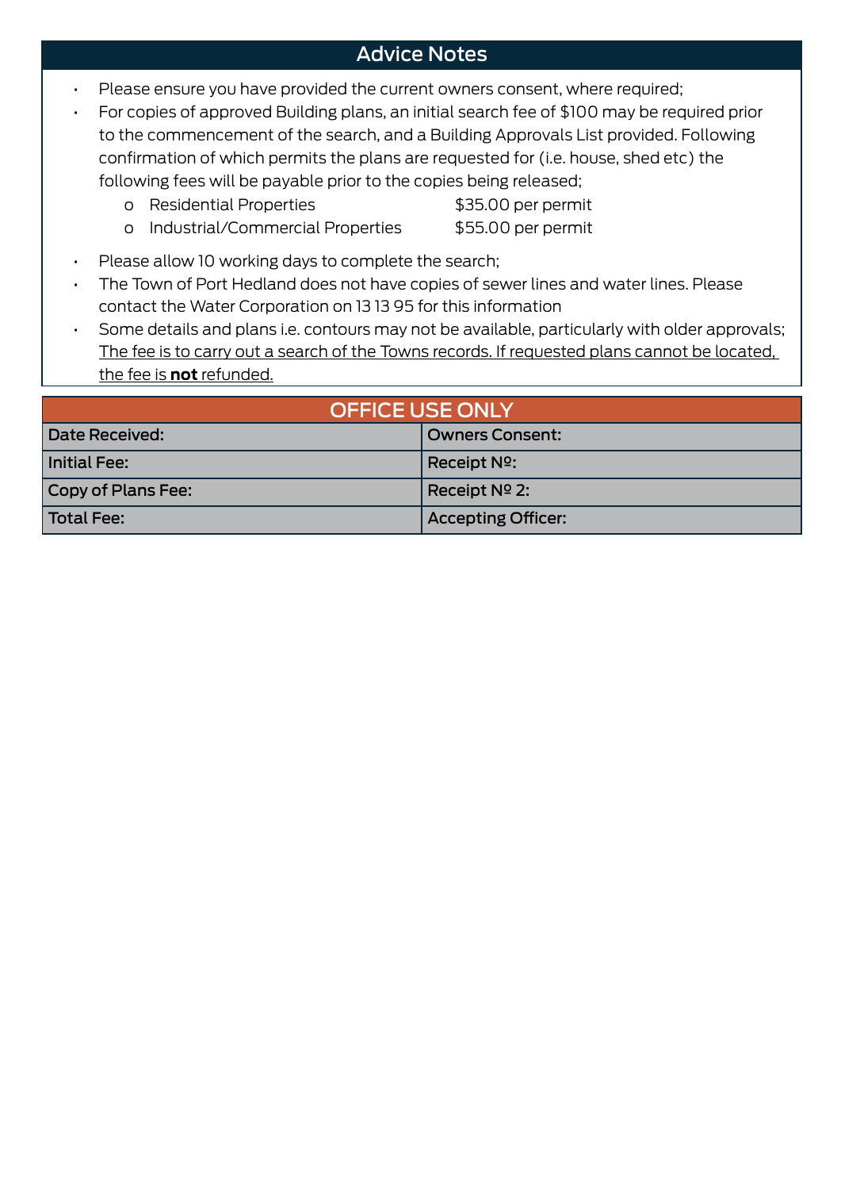## Advice Notes

- Please ensure you have provided the current owners consent, where required;
- For copies of approved Building plans, an initial search fee of $100 may be required prior to the commencement of the search, and a Building Approvals List provided. Following confirmation of which permits the plans are requested for (i.e. house, shed etc) the following fees will be payable prior to the copies being released;
  - Residential Properties $35.00 per permit
  - Industrial/Commercial Properties $55.00 per permit
- Please allow 10 working days to complete the search;
- The Town of Port Hedland does not have copies of sewer lines and water lines. Please contact the Water Corporation on 13 13 95 for this information
- Some details and plans i.e. contours may not be available, particularly with older approvals; The fee is to carry out a search of the Towns records. If requested plans cannot be located, the fee is **not** refunded.

## OFFICE USE ONLY

| | |
|---|---|
| **Date Received:** | **Owners Consent:** |
| **Initial Fee:** | **Receipt №:** |
| **Copy of Plans Fee:** | **Receipt № 2:** |
| **Total Fee:** | **Accepting Officer:** |